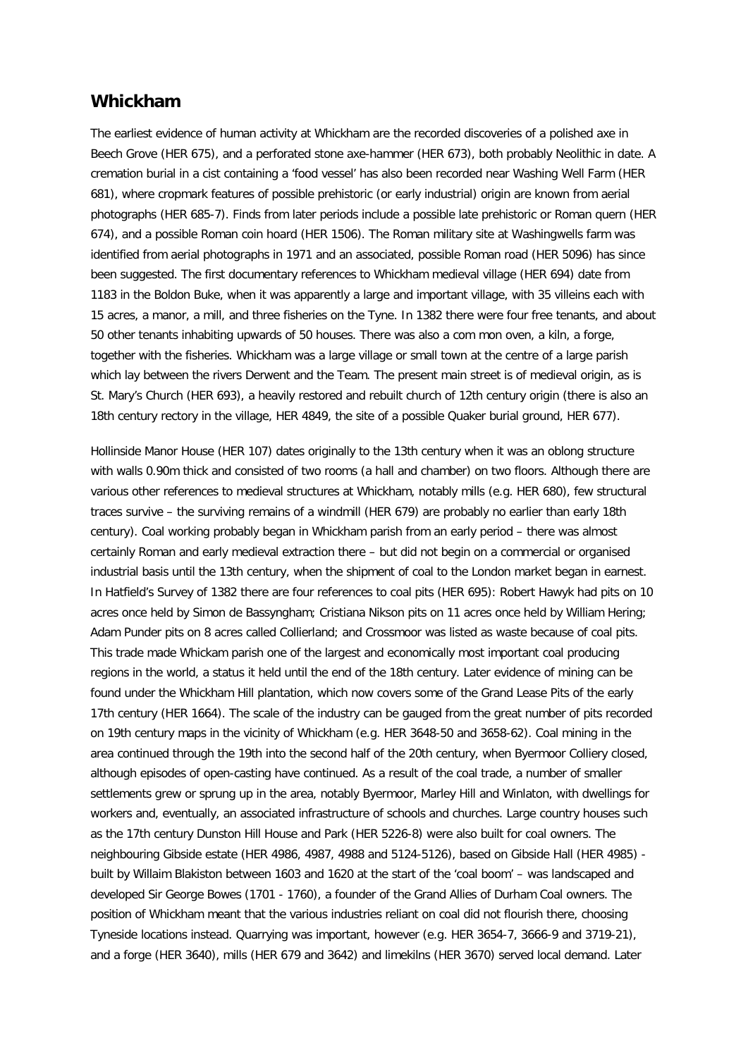## Whickham

The earliest evidence of human activity at Whickham are the recorded discoveries of a polished axe in Beech Grove (HER 675), and a perforated stone axe-hammer (HER 673), both probably Neolithic in date. A cremation burial in a cist containing a 'food vessel' has also been recorded near Washing Well Farm (HER 681), where cropmark features of possible prehistoric (or early industrial) origin are known from aerial photographs (HER 685-7). Finds from later periods include a possible late prehistoric or Roman quern (HER 674), and a possible Roman coin hoard (HER 1506). The Roman military site at Washingwells farm was identified from aerial photographs in 1971 and an associated, possible Roman road (HER 5096) has since been suggested. The first documentary references to Whickham medieval village (HER 694) date from 1183 in the Boldon Buke, when it was apparently a large and important village, with 35 villeins each with 15 acres, a manor, a mill, and three fisheries on the Tyne. In 1382 there were four free tenants, and about 50 other tenants inhabiting upwards of 50 houses. There was also a com mon oven, a kiln, a forge, together with the fisheries. Whickham was a large village or small town at the centre of a large parish which lay between the rivers Derwent and the Team. The present main street is of medieval origin, as is St. Mary's Church (HER 693), a heavily restored and rebuilt church of 12th century origin (there is also an 18th century rectory in the village, HER 4849, the site of a possible Quaker burial ground, HER 677).

Hollinside Manor House (HER 107) dates originally to the 13th century when it was an oblong structure with walls 0.90m thick and consisted of two rooms (a hall and chamber) on two floors. Although there are various other references to medieval structures at Whickham, notably mills (e.g. HER 680), few structural traces survive – the surviving remains of a windmill (HER 679) are probably no earlier than early 18th century). Coal working probably began in Whickham parish from an early period – there was almost certainly Roman and early medieval extraction there – but did not begin on a commercial or organised industrial basis until the 13th century, when the shipment of coal to the London market began in earnest. In Hatfield's Survey of 1382 there are four references to coal pits (HER 695): Robert Hawyk had pits on 10 acres once held by Simon de Bassyngham; Cristiana Nikson pits on 11 acres once held by William Hering; Adam Punder pits on 8 acres called Collierland; and Crossmoor was listed as waste because of coal pits. This trade made Whickam parish one of the largest and economically most important coal producing regions in the world, a status it held until the end of the 18th century. Later evidence of mining can be found under the Whickham Hill plantation, which now covers some of the Grand Lease Pits of the early 17th century (HER 1664). The scale of the industry can be gauged from the great number of pits recorded on 19th century maps in the vicinity of Whickham (e.g. HER 3648-50 and 3658-62). Coal mining in the area continued through the 19th into the second half of the 20th century, when Byermoor Colliery closed, although episodes of open-casting have continued. As a result of the coal trade, a number of smaller settlements grew or sprung up in the area, notably Byermoor, Marley Hill and Winlaton, with dwellings for workers and, eventually, an associated infrastructure of schools and churches. Large country houses such as the 17th century Dunston Hill House and Park (HER 5226-8) were also built for coal owners. The neighbouring Gibside estate (HER 4986, 4987, 4988 and 5124-5126), based on Gibside Hall (HER 4985) - built by Willaim Blakiston between 1603 and 1620 at the start of the 'coal boom' – was landscaped and developed Sir George Bowes (1701 - 1760), a founder of the Grand Allies of Durham Coal owners. The position of Whickham meant that the various industries reliant on coal did not flourish there, choosing Tyneside locations instead. Quarrying was important, however (e.g. HER 3654-7, 3666-9 and 3719-21), and a forge (HER 3640), mills (HER 679 and 3642) and limekilns (HER 3670) served local demand. Later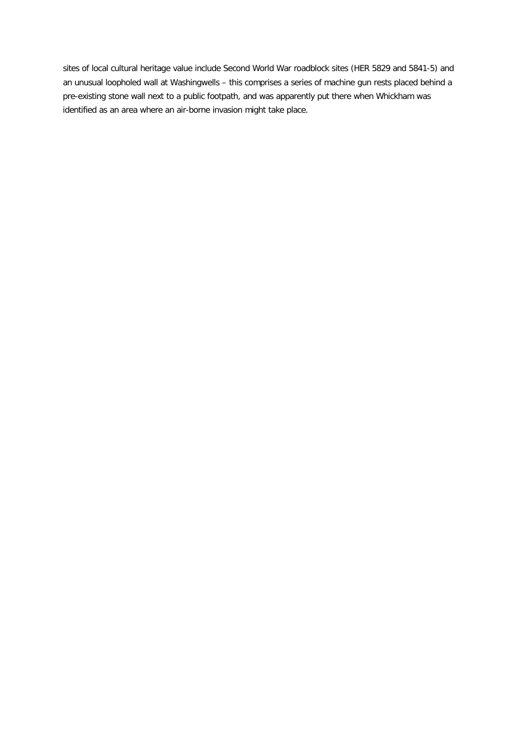sites of local cultural heritage value include Second World War roadblock sites (HER 5829 and 5841-5) and an unusual loopholed wall at Washingwells – this comprises a series of machine gun rests placed behind a pre-existing stone wall next to a public footpath, and was apparently put there when Whickham was identified as an area where an air-borne invasion might take place.